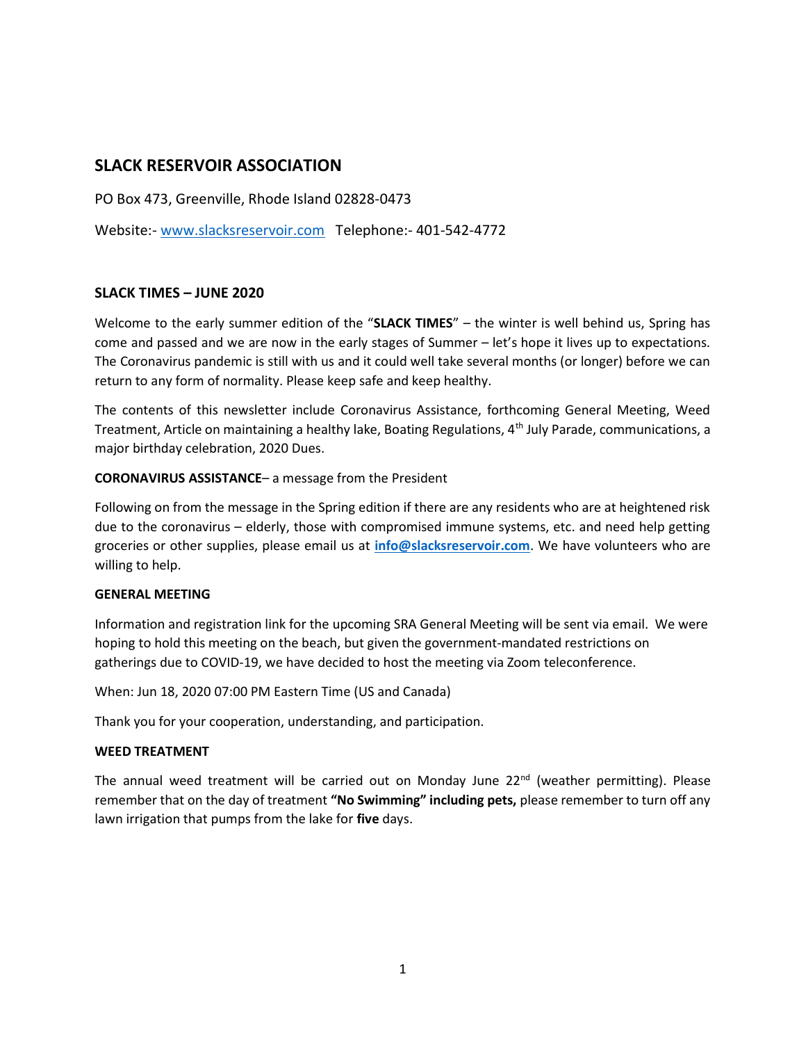# SLACK RESERVOIR ASSOCIATION

PO Box 473, Greenville, Rhode Island 02828-0473

Website:- www.slacksreservoir.com   Telephone:- 401-542-4772

## SLACK TIMES – JUNE 2020

Welcome to the early summer edition of the "**SLACK TIMES**" – the winter is well behind us, Spring has come and passed and we are now in the early stages of Summer – let's hope it lives up to expectations. The Coronavirus pandemic is still with us and it could well take several months (or longer) before we can return to any form of normality. Please keep safe and keep healthy.

The contents of this newsletter include Coronavirus Assistance, forthcoming General Meeting, Weed Treatment, Article on maintaining a healthy lake, Boating Regulations, 4th July Parade, communications, a major birthday celebration, 2020 Dues.

**CORONAVIRUS ASSISTANCE**– a message from the President

Following on from the message in the Spring edition if there are any residents who are at heightened risk due to the coronavirus – elderly, those with compromised immune systems, etc. and need help getting groceries or other supplies, please email us at **info@slacksreservoir.com**. We have volunteers who are willing to help.

**GENERAL MEETING**

Information and registration link for the upcoming SRA General Meeting will be sent via email. We were hoping to hold this meeting on the beach, but given the government-mandated restrictions on gatherings due to COVID-19, we have decided to host the meeting via Zoom teleconference.

When: Jun 18, 2020 07:00 PM Eastern Time (US and Canada)

Thank you for your cooperation, understanding, and participation.

**WEED TREATMENT**

The annual weed treatment will be carried out on Monday June 22nd (weather permitting). Please remember that on the day of treatment **"No Swimming" including pets,** please remember to turn off any lawn irrigation that pumps from the lake for **five** days.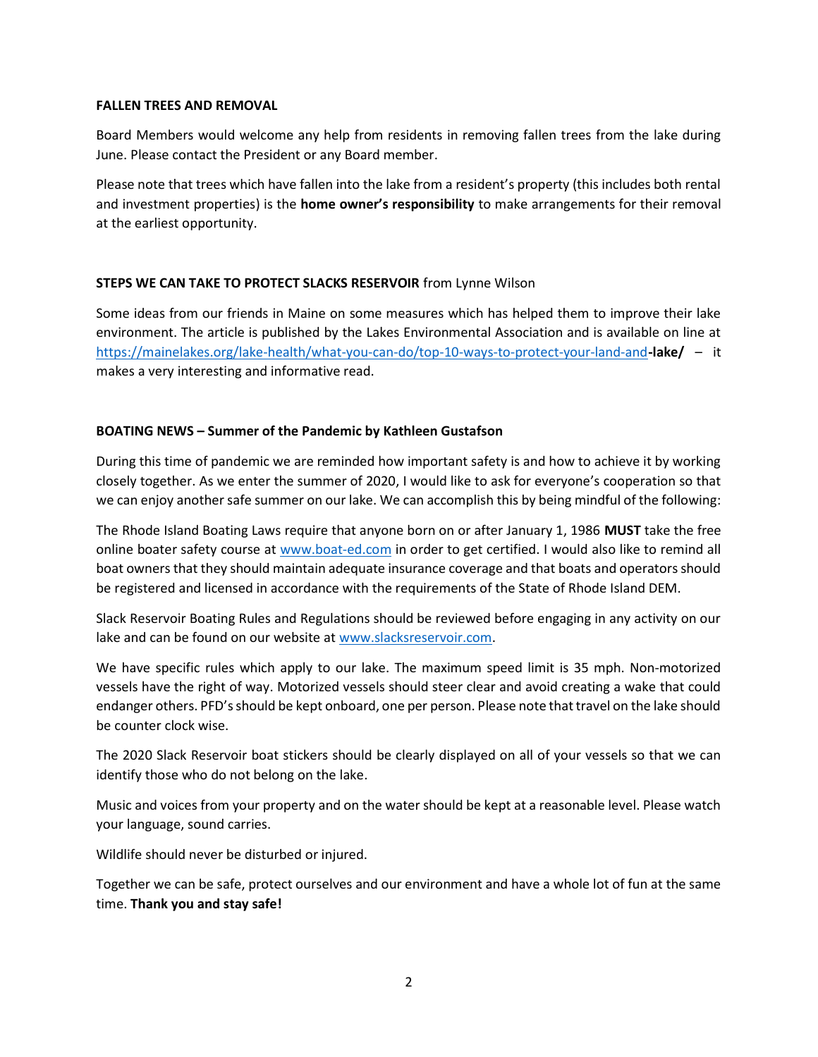**FALLEN TREES AND REMOVAL**

Board Members would welcome any help from residents in removing fallen trees from the lake during June. Please contact the President or any Board member.

Please note that trees which have fallen into the lake from a resident's property (this includes both rental and investment properties) is the **home owner's responsibility** to make arrangements for their removal at the earliest opportunity.

**STEPS WE CAN TAKE TO PROTECT SLACKS RESERVOIR** from Lynne Wilson

Some ideas from our friends in Maine on some measures which has helped them to improve their lake environment. The article is published by the Lakes Environmental Association and is available on line at https://mainelakes.org/lake-health/what-you-can-do/top-10-ways-to-protect-your-land-and**-lake/** – it makes a very interesting and informative read.

**BOATING NEWS – Summer of the Pandemic by Kathleen Gustafson**

During this time of pandemic we are reminded how important safety is and how to achieve it by working closely together. As we enter the summer of 2020, I would like to ask for everyone's cooperation so that we can enjoy another safe summer on our lake. We can accomplish this by being mindful of the following:

The Rhode Island Boating Laws require that anyone born on or after January 1, 1986 **MUST** take the free online boater safety course at www.boat-ed.com in order to get certified. I would also like to remind all boat owners that they should maintain adequate insurance coverage and that boats and operators should be registered and licensed in accordance with the requirements of the State of Rhode Island DEM.

Slack Reservoir Boating Rules and Regulations should be reviewed before engaging in any activity on our lake and can be found on our website at www.slacksreservoir.com.

We have specific rules which apply to our lake. The maximum speed limit is 35 mph. Non-motorized vessels have the right of way. Motorized vessels should steer clear and avoid creating a wake that could endanger others. PFD's should be kept onboard, one per person. Please note that travel on the lake should be counter clock wise.

The 2020 Slack Reservoir boat stickers should be clearly displayed on all of your vessels so that we can identify those who do not belong on the lake.

Music and voices from your property and on the water should be kept at a reasonable level. Please watch your language, sound carries.

Wildlife should never be disturbed or injured.

Together we can be safe, protect ourselves and our environment and have a whole lot of fun at the same time. **Thank you and stay safe!**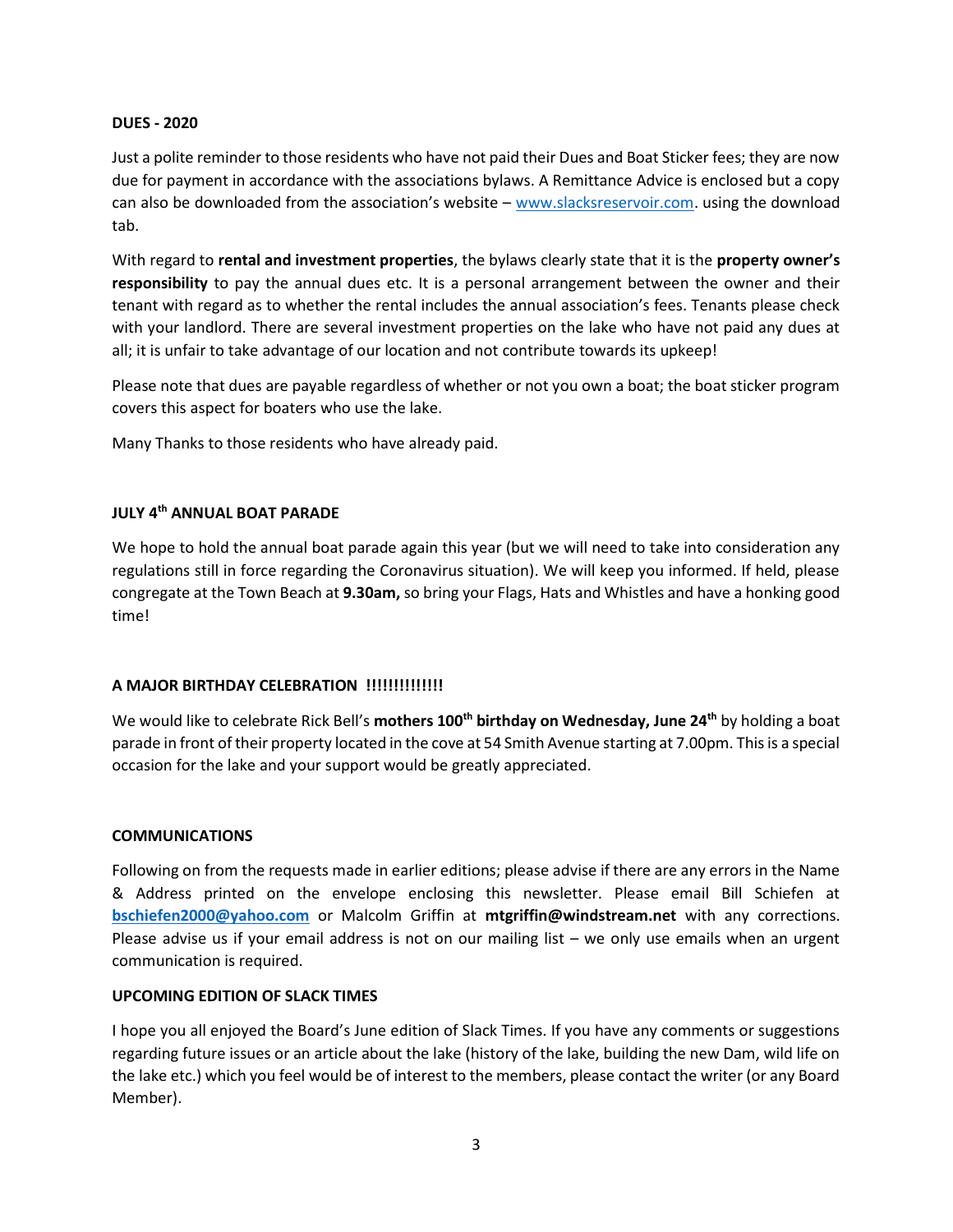**DUES - 2020**

Just a polite reminder to those residents who have not paid their Dues and Boat Sticker fees; they are now due for payment in accordance with the associations bylaws. A Remittance Advice is enclosed but a copy can also be downloaded from the association's website – www.slacksreservoir.com. using the download tab.

With regard to **rental and investment properties**, the bylaws clearly state that it is the **property owner's responsibility** to pay the annual dues etc. It is a personal arrangement between the owner and their tenant with regard as to whether the rental includes the annual association's fees. Tenants please check with your landlord. There are several investment properties on the lake who have not paid any dues at all; it is unfair to take advantage of our location and not contribute towards its upkeep!

Please note that dues are payable regardless of whether or not you own a boat; the boat sticker program covers this aspect for boaters who use the lake.

Many Thanks to those residents who have already paid.

**JULY 4th ANNUAL BOAT PARADE**

We hope to hold the annual boat parade again this year (but we will need to take into consideration any regulations still in force regarding the Coronavirus situation). We will keep you informed. If held, please congregate at the Town Beach at **9.30am,** so bring your Flags, Hats and Whistles and have a honking good time!

**A MAJOR BIRTHDAY CELEBRATION !!!!!!!!!!!!!!**

We would like to celebrate Rick Bell's **mothers 100th birthday on Wednesday, June 24th** by holding a boat parade in front of their property located in the cove at 54 Smith Avenue starting at 7.00pm. This is a special occasion for the lake and your support would be greatly appreciated.

**COMMUNICATIONS**

Following on from the requests made in earlier editions; please advise if there are any errors in the Name & Address printed on the envelope enclosing this newsletter. Please email Bill Schiefen at **bschiefen2000@yahoo.com** or Malcolm Griffin at **mtgriffin@windstream.net** with any corrections. Please advise us if your email address is not on our mailing list – we only use emails when an urgent communication is required.

**UPCOMING EDITION OF SLACK TIMES**

I hope you all enjoyed the Board's June edition of Slack Times. If you have any comments or suggestions regarding future issues or an article about the lake (history of the lake, building the new Dam, wild life on the lake etc.) which you feel would be of interest to the members, please contact the writer (or any Board Member).